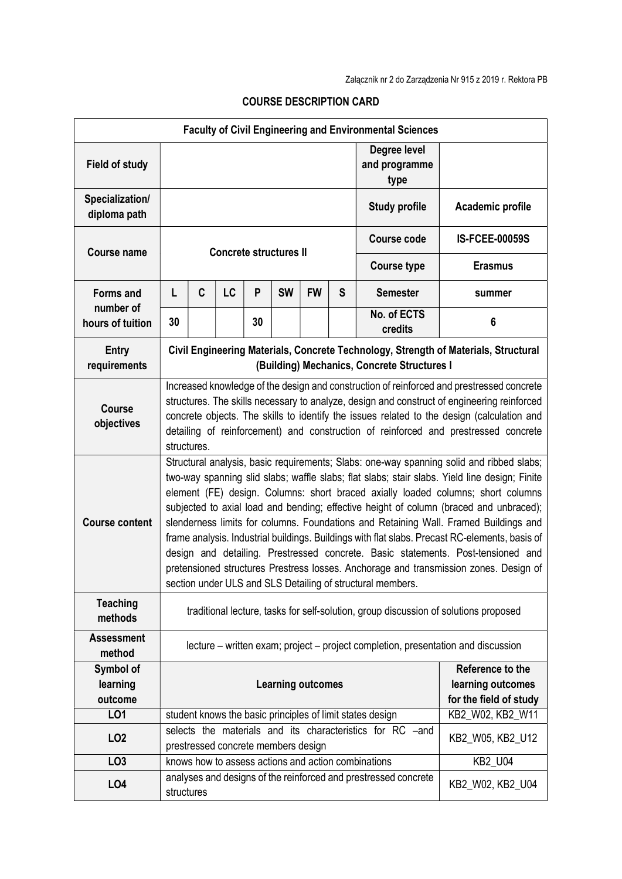Załącznik nr 2 do Zarządzenia Nr 915 z 2019 r. Rektora PB

# COURSE DESCRIPTION CARD

| **Faculty of Civil Engineering and Environmental Sciences** | | | | | | | | | |
|---|---|---|---|---|---|---|---|---|---|
| **Field of study** | | | | | | | | **Degree level and programme type** | |
| **Specialization/ diploma path** | | | | | | | | **Study profile** | **Academic profile** |
| **Course name** | **Concrete structures II** | | | | | | | **Course code** | **IS-FCEE-00059S** |
| | | | | | | | | **Course type** | **Erasmus** |
| **Forms and number of hours of tuition** | **L** | **C** | **LC** | **P** | **SW** | **FW** | **S** | **Semester** | **summer** |
| | **30** | | | **30** | | | | **No. of ECTS credits** | **6** |
| **Entry requirements** | **Civil Engineering Materials, Concrete Technology, Strength of Materials, Structural (Building) Mechanics, Concrete Structures I** | | | | | | | | |
| **Course objectives** | Increased knowledge of the design and construction of reinforced and prestressed concrete structures. The skills necessary to analyze, design and construct of engineering reinforced concrete objects. The skills to identify the issues related to the design (calculation and detailing of reinforcement) and construction of reinforced and prestressed concrete structures. | | | | | | | | |
| **Course content** | Structural analysis, basic requirements; Slabs: one-way spanning solid and ribbed slabs; two-way spanning slid slabs; waffle slabs; flat slabs; stair slabs. Yield line design; Finite element (FE) design. Columns: short braced axially loaded columns; short columns subjected to axial load and bending; effective height of column (braced and unbraced); slenderness limits for columns. Foundations and Retaining Wall. Framed Buildings and frame analysis. Industrial buildings. Buildings with flat slabs. Precast RC-elements, basis of design and detailing. Prestressed concrete. Basic statements. Post-tensioned and pretensioned structures Prestress losses. Anchorage and transmission zones. Design of section under ULS and SLS Detailing of structural members. | | | | | | | | |
| **Teaching methods** | traditional lecture, tasks for self-solution, group discussion of solutions proposed | | | | | | | | |
| **Assessment method** | lecture – written exam; project – project completion, presentation and discussion | | | | | | | | |
| **Symbol of learning outcome** | **Learning outcomes** | | | | | | | | **Reference to the learning outcomes for the field of study** |
| **LO1** | student knows the basic principles of limit states design | | | | | | | | KB2_W02, KB2_W11 |
| **LO2** | selects the materials and its characteristics for RC –and prestressed concrete members design | | | | | | | | KB2_W05, KB2_U12 |
| **LO3** | knows how to assess actions and action combinations | | | | | | | | KB2_U04 |
| **LO4** | analyses and designs of the reinforced and prestressed concrete structures | | | | | | | | KB2_W02, KB2_U04 |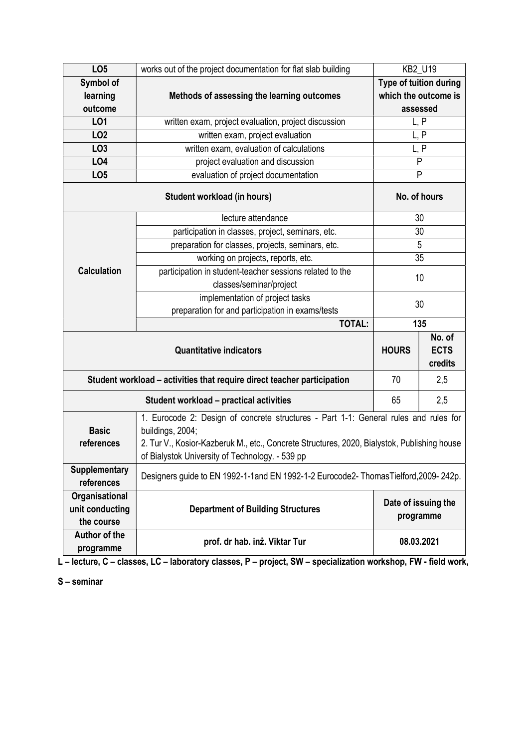| | | | |
|---|---|---|---|
| **LO5** | works out of the project documentation for flat slab building | KB2_U19 | |
| **Symbol of learning outcome** | **Methods of assessing the learning outcomes** | **Type of tuition during which the outcome is assessed** | |
| **LO1** | written exam, project evaluation, project discussion | L, P | |
| **LO2** | written exam, project evaluation | L, P | |
| **LO3** | written exam, evaluation of calculations | L, P | |
| **LO4** | project evaluation and discussion | P | |
| **LO5** | evaluation of project documentation | P | |
| **Student workload (in hours)** | | **No. of hours** | |
| **Calculation** | lecture attendance | 30 | |
| | participation in classes, project, seminars, etc. | 30 | |
| | preparation for classes, projects, seminars, etc. | 5 | |
| | working on projects, reports, etc. | 35 | |
| | participation in student-teacher sessions related to the classes/seminar/project | 10 | |
| | implementation of project tasks<br>preparation for and participation in exams/tests | 30 | |
| | **TOTAL:** | **135** | |
| **Quantitative indicators** | | **HOURS** | **No. of ECTS credits** |
| **Student workload – activities that require direct teacher participation** | | 70 | 2,5 |
| **Student workload – practical activities** | | 65 | 2,5 |
| **Basic references** | 1. Eurocode 2: Design of concrete structures - Part 1-1: General rules and rules for buildings, 2004;<br>2. Tur V., Kosior-Kazberuk M., etc., Concrete Structures, 2020, Bialystok, Publishing house of Bialystok University of Technology. - 539 pp | | |
| **Supplementary references** | Designers guide to EN 1992-1-1and EN 1992-1-2 Eurocode2- ThomasTielford,2009- 242p. | | |
| **Organisational unit conducting the course** | **Department of Building Structures** | **Date of issuing the programme** | |
| **Author of the programme** | **prof. dr hab. inż. Viktar Tur** | **08.03.2021** | |

**L – lecture, C – classes, LC – laboratory classes, P – project, SW – specialization workshop, FW - field work, S – seminar**